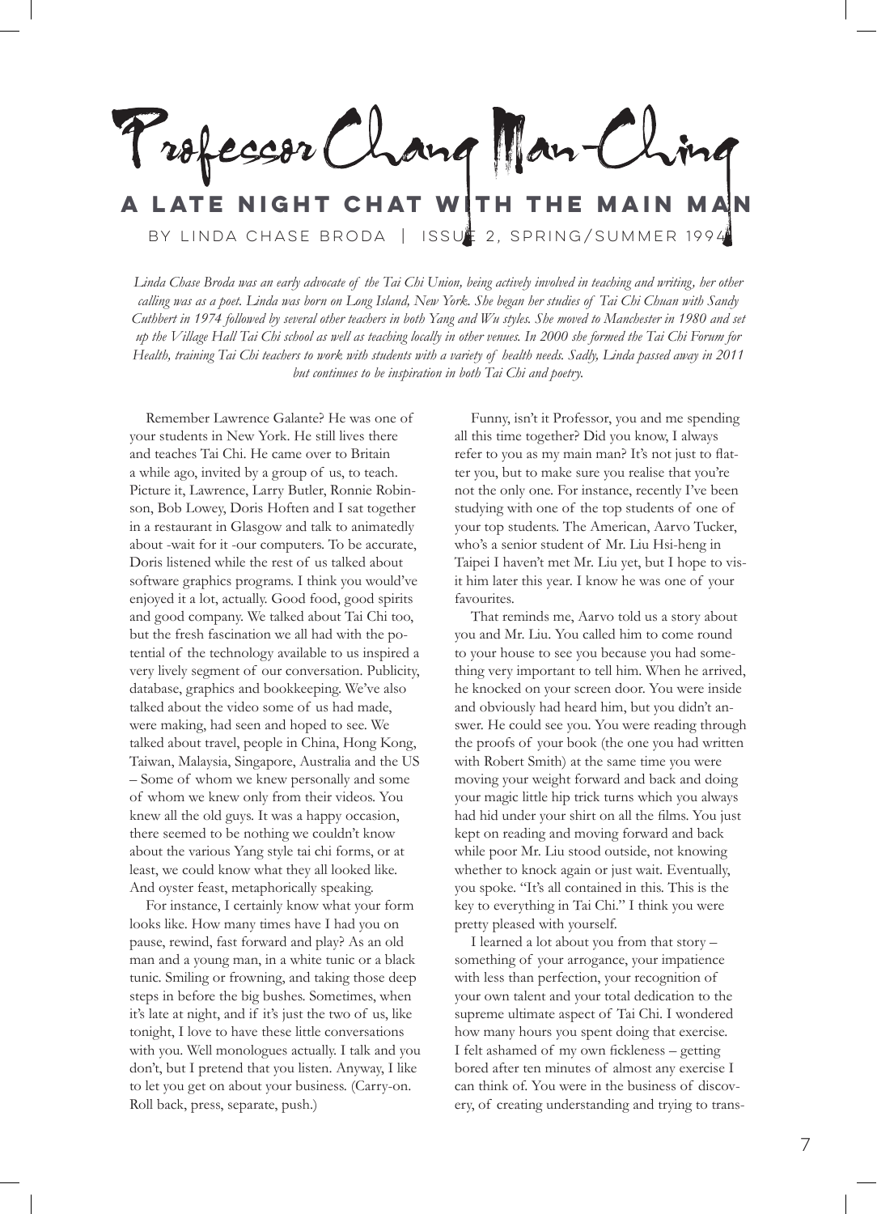# Professor Chang Man-Ching

## A LATE NIGHT CHAT WITH THE MAIN MAN

BY LINDA CHASE BRODA | ISSUE 2, SPRING/SUMMER 1994

*Linda Chase Broda was an early advocate of the Tai Chi Union, being actively involved in teaching and writing, her other calling was as a poet. Linda was born on Long Island, New York. She began her studies of Tai Chi Chuan with Sandy Cuthbert in 1974 followed by several other teachers in both Yang and Wu styles. She moved to Manchester in 1980 and set up the Village Hall Tai Chi school as well as teaching locally in other venues. In 2000 she formed the Tai Chi Forum for Health, training Tai Chi teachers to work with students with a variety of health needs. Sadly, Linda passed away in 2011 but continues to be inspiration in both Tai Chi and poetry.*

Remember Lawrence Galante? He was one of your students in New York. He still lives there and teaches Tai Chi. He came over to Britain a while ago, invited by a group of us, to teach. Picture it, Lawrence, Larry Butler, Ronnie Robinson, Bob Lowey, Doris Hoften and I sat together in a restaurant in Glasgow and talk to animatedly about -wait for it -our computers. To be accurate, Doris listened while the rest of us talked about software graphics programs. I think you would've enjoyed it a lot, actually. Good food, good spirits and good company. We talked about Tai Chi too, but the fresh fascination we all had with the potential of the technology available to us inspired a very lively segment of our conversation. Publicity, database, graphics and bookkeeping. We've also talked about the video some of us had made, were making, had seen and hoped to see. We talked about travel, people in China, Hong Kong, Taiwan, Malaysia, Singapore, Australia and the US – Some of whom we knew personally and some of whom we knew only from their videos. You knew all the old guys. It was a happy occasion, there seemed to be nothing we couldn't know about the various Yang style tai chi forms, or at least, we could know what they all looked like. And oyster feast, metaphorically speaking.

For instance, I certainly know what your form looks like. How many times have I had you on pause, rewind, fast forward and play? As an old man and a young man, in a white tunic or a black tunic. Smiling or frowning, and taking those deep steps in before the big bushes. Sometimes, when it's late at night, and if it's just the two of us, like tonight, I love to have these little conversations with you. Well monologues actually. I talk and you don't, but I pretend that you listen. Anyway, I like to let you get on about your business. (Carry-on. Roll back, press, separate, push.)

Funny, isn't it Professor, you and me spending all this time together? Did you know, I always refer to you as my main man? It's not just to flatter you, but to make sure you realise that you're not the only one. For instance, recently I've been studying with one of the top students of one of your top students. The American, Aarvo Tucker, who's a senior student of Mr. Liu Hsi-heng in Taipei I haven't met Mr. Liu yet, but I hope to visit him later this year. I know he was one of your favourites.

That reminds me, Aarvo told us a story about you and Mr. Liu. You called him to come round to your house to see you because you had something very important to tell him. When he arrived, he knocked on your screen door. You were inside and obviously had heard him, but you didn't answer. He could see you. You were reading through the proofs of your book (the one you had written with Robert Smith) at the same time you were moving your weight forward and back and doing your magic little hip trick turns which you always had hid under your shirt on all the films. You just kept on reading and moving forward and back while poor Mr. Liu stood outside, not knowing whether to knock again or just wait. Eventually, you spoke. "It's all contained in this. This is the key to everything in Tai Chi." I think you were pretty pleased with yourself.

I learned a lot about you from that story – something of your arrogance, your impatience with less than perfection, your recognition of your own talent and your total dedication to the supreme ultimate aspect of Tai Chi. I wondered how many hours you spent doing that exercise. I felt ashamed of my own fickleness – getting bored after ten minutes of almost any exercise I can think of. You were in the business of discovery, of creating understanding and trying to trans-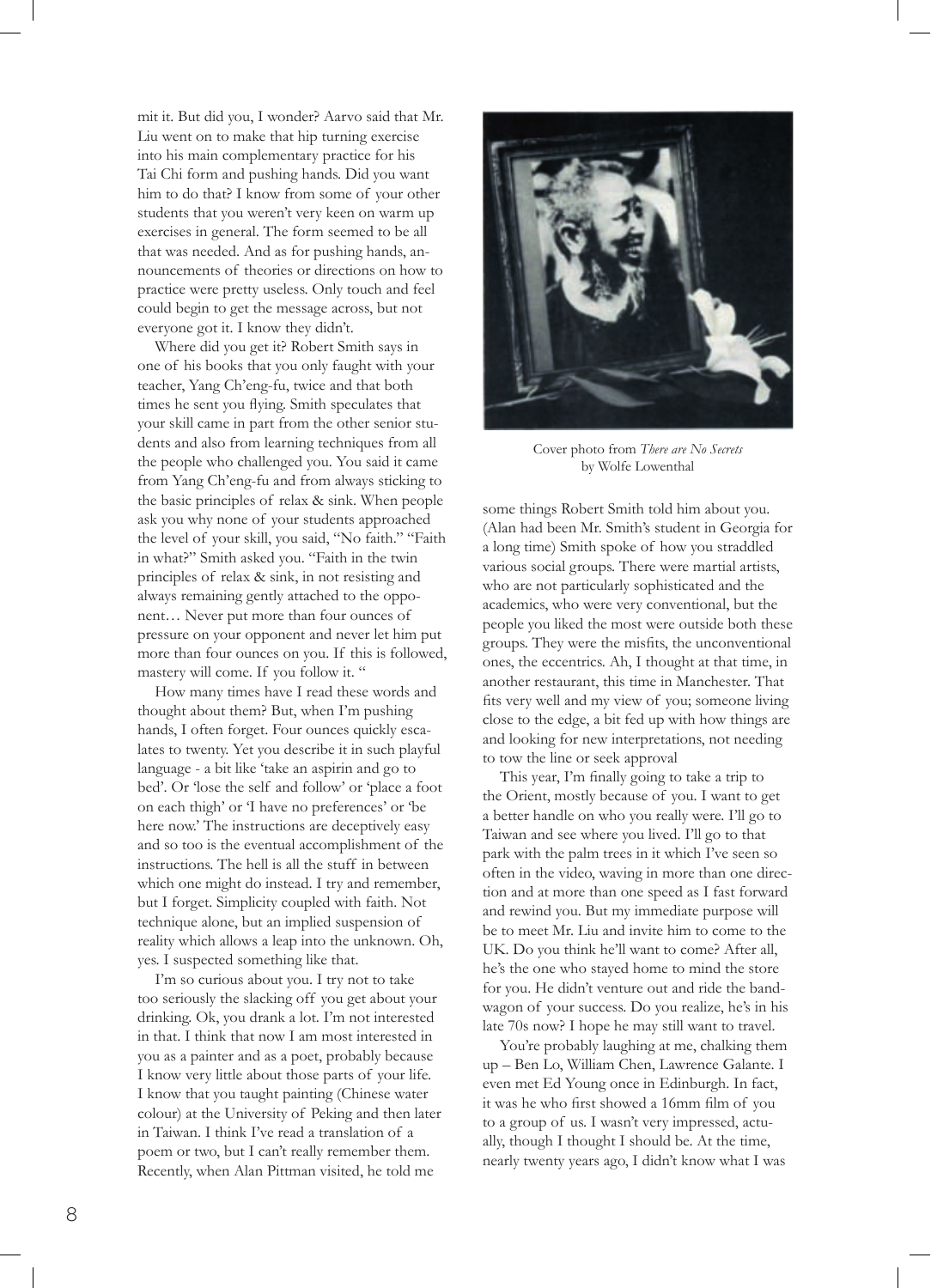mit it. But did you, I wonder? Aarvo said that Mr. Liu went on to make that hip turning exercise into his main complementary practice for his Tai Chi form and pushing hands. Did you want him to do that? I know from some of your other students that you weren't very keen on warm up exercises in general. The form seemed to be all that was needed. And as for pushing hands, announcements of theories or directions on how to practice were pretty useless. Only touch and feel could begin to get the message across, but not everyone got it. I know they didn't.

Where did you get it? Robert Smith says in one of his books that you only faught with your teacher, Yang Ch'eng-fu, twice and that both times he sent you flying. Smith speculates that your skill came in part from the other senior students and also from learning techniques from all the people who challenged you. You said it came from Yang Ch'eng-fu and from always sticking to the basic principles of relax & sink. When people ask you why none of your students approached the level of your skill, you said, "No faith." "Faith in what?" Smith asked you. "Faith in the twin principles of relax & sink, in not resisting and always remaining gently attached to the opponent… Never put more than four ounces of pressure on your opponent and never let him put more than four ounces on you. If this is followed, mastery will come. If you follow it. "

How many times have I read these words and thought about them? But, when I'm pushing hands, I often forget. Four ounces quickly escalates to twenty. Yet you describe it in such playful language - a bit like 'take an aspirin and go to bed'. Or 'lose the self and follow' or 'place a foot on each thigh' or 'I have no preferences' or 'be here now.' The instructions are deceptively easy and so too is the eventual accomplishment of the instructions. The hell is all the stuff in between which one might do instead. I try and remember, but I forget. Simplicity coupled with faith. Not technique alone, but an implied suspension of reality which allows a leap into the unknown. Oh, yes. I suspected something like that.

I'm so curious about you. I try not to take too seriously the slacking off you get about your drinking. Ok, you drank a lot. I'm not interested in that. I think that now I am most interested in you as a painter and as a poet, probably because I know very little about those parts of your life. I know that you taught painting (Chinese water colour) at the University of Peking and then later in Taiwan. I think I've read a translation of a poem or two, but I can't really remember them. Recently, when Alan Pittman visited, he told me some things Robert Smith told him about you. (Alan had been Mr. Smith's student in Georgia for a long time) Smith spoke of how you straddled various social groups. There were martial artists, who are not particularly sophisticated and the academics, who were very conventional, but the people you liked the most were outside both these groups. They were the misfits, the unconventional ones, the eccentrics. Ah, I thought at that time, in another restaurant, this time in Manchester. That fits very well and my view of you; someone living close to the edge, a bit fed up with how things are and looking for new interpretations, not needing to tow the line or seek approval

Cover photo from *There are No Secrets* by Wolfe Lowenthal

This year, I'm finally going to take a trip to the Orient, mostly because of you. I want to get a better handle on who you really were. I'll go to Taiwan and see where you lived. I'll go to that park with the palm trees in it which I've seen so often in the video, waving in more than one direction and at more than one speed as I fast forward and rewind you. But my immediate purpose will be to meet Mr. Liu and invite him to come to the UK. Do you think he'll want to come? After all, he's the one who stayed home to mind the store for you. He didn't venture out and ride the bandwagon of your success. Do you realize, he's in his late 70s now? I hope he may still want to travel.

You're probably laughing at me, chalking them up – Ben Lo, William Chen, Lawrence Galante. I even met Ed Young once in Edinburgh. In fact, it was he who first showed a 16mm film of you to a group of us. I wasn't very impressed, actually, though I thought I should be. At the time, nearly twenty years ago, I didn't know what I was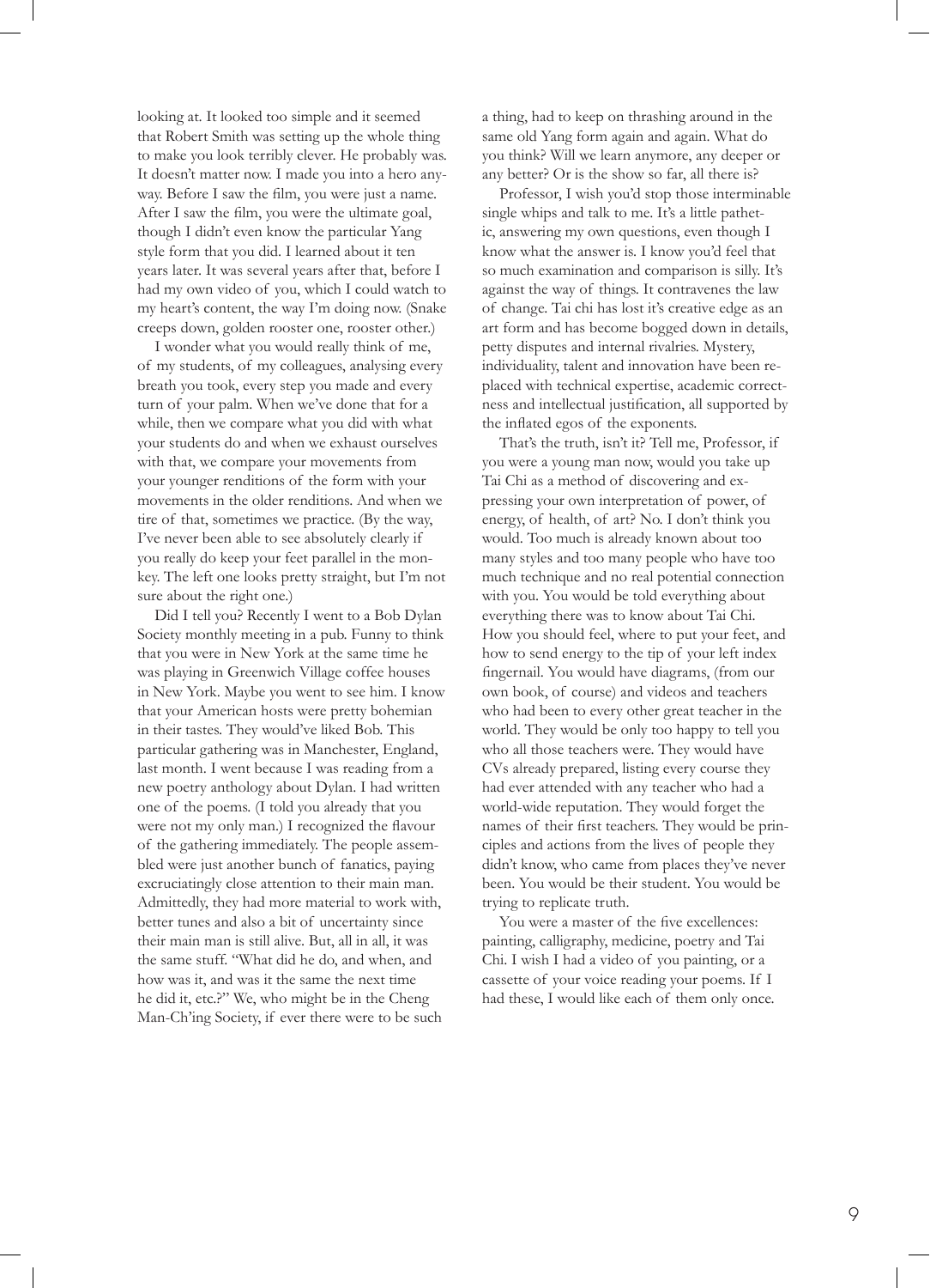looking at. It looked too simple and it seemed that Robert Smith was setting up the whole thing to make you look terribly clever. He probably was. It doesn't matter now. I made you into a hero anyway. Before I saw the film, you were just a name. After I saw the film, you were the ultimate goal, though I didn't even know the particular Yang style form that you did. I learned about it ten years later. It was several years after that, before I had my own video of you, which I could watch to my heart's content, the way I'm doing now. (Snake creeps down, golden rooster one, rooster other.)

I wonder what you would really think of me, of my students, of my colleagues, analysing every breath you took, every step you made and every turn of your palm. When we've done that for a while, then we compare what you did with what your students do and when we exhaust ourselves with that, we compare your movements from your younger renditions of the form with your movements in the older renditions. And when we tire of that, sometimes we practice. (By the way, I've never been able to see absolutely clearly if you really do keep your feet parallel in the monkey. The left one looks pretty straight, but I'm not sure about the right one.)

Did I tell you? Recently I went to a Bob Dylan Society monthly meeting in a pub. Funny to think that you were in New York at the same time he was playing in Greenwich Village coffee houses in New York. Maybe you went to see him. I know that your American hosts were pretty bohemian in their tastes. They would've liked Bob. This particular gathering was in Manchester, England, last month. I went because I was reading from a new poetry anthology about Dylan. I had written one of the poems. (I told you already that you were not my only man.) I recognized the flavour of the gathering immediately. The people assembled were just another bunch of fanatics, paying excruciatingly close attention to their main man. Admittedly, they had more material to work with, better tunes and also a bit of uncertainty since their main man is still alive. But, all in all, it was the same stuff. "What did he do, and when, and how was it, and was it the same the next time he did it, etc.?" We, who might be in the Cheng Man-Ch'ing Society, if ever there were to be such a thing, had to keep on thrashing around in the same old Yang form again and again. What do you think? Will we learn anymore, any deeper or any better? Or is the show so far, all there is?

Professor, I wish you'd stop those interminable single whips and talk to me. It's a little pathetic, answering my own questions, even though I know what the answer is. I know you'd feel that so much examination and comparison is silly. It's against the way of things. It contravenes the law of change. Tai chi has lost it's creative edge as an art form and has become bogged down in details, petty disputes and internal rivalries. Mystery, individuality, talent and innovation have been replaced with technical expertise, academic correctness and intellectual justification, all supported by the inflated egos of the exponents.

That's the truth, isn't it? Tell me, Professor, if you were a young man now, would you take up Tai Chi as a method of discovering and expressing your own interpretation of power, of energy, of health, of art? No. I don't think you would. Too much is already known about too many styles and too many people who have too much technique and no real potential connection with you. You would be told everything about everything there was to know about Tai Chi. How you should feel, where to put your feet, and how to send energy to the tip of your left index fingernail. You would have diagrams, (from our own book, of course) and videos and teachers who had been to every other great teacher in the world. They would be only too happy to tell you who all those teachers were. They would have CVs already prepared, listing every course they had ever attended with any teacher who had a world-wide reputation. They would forget the names of their first teachers. They would be principles and actions from the lives of people they didn't know, who came from places they've never been. You would be their student. You would be trying to replicate truth.

You were a master of the five excellences: painting, calligraphy, medicine, poetry and Tai Chi. I wish I had a video of you painting, or a cassette of your voice reading your poems. If I had these, I would like each of them only once.